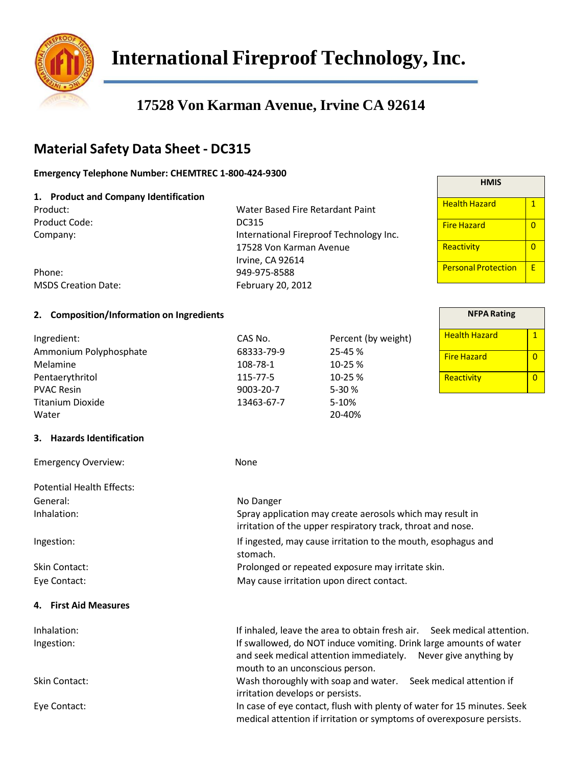# International Fireproof Technology, Inc.

## 17528 Von Karman Avenue, Irvine CA 92614

## Material Safety Data Sheet - DC315

**Emergency Telephone Number: CHEMTREC 1-800-424-9300**

| HMIS | |
|---|---|
| Health Hazard | 1 |
| Fire Hazard | 0 |
| Reactivity | 0 |
| Personal Protection | E |

| NFPA Rating | |
|---|---|
| Health Hazard | 1 |
| Fire Hazard | 0 |
| Reactivity | 0 |

### 1. Product and Company Identification

| | |
|---|---|
| Product: | Water Based Fire Retardant Paint |
| Product Code: | DC315 |
| Company: | International Fireproof Technology Inc.<br>17528 Von Karman Avenue<br>Irvine, CA 92614 |
| Phone: | 949-975-8588 |
| MSDS Creation Date: | February 20, 2012 |

### 2. Composition/Information on Ingredients

| Ingredient: | CAS No. | Percent (by weight) |
|---|---|---|
| Ammonium Polyphosphate | 68333-79-9 | 25-45 % |
| Melamine | 108-78-1 | 10-25 % |
| Pentaerythritol | 115-77-5 | 10-25 % |
| PVAC Resin | 9003-20-7 | 5-30 % |
| Titanium Dioxide | 13463-67-7 | 5-10% |
| Water | | 20-40% |

### 3. Hazards Identification

| | |
|---|---|
| Emergency Overview: | None |

Potential Health Effects:

| | |
|---|---|
| General: | No Danger |
| Inhalation: | Spray application may create aerosols which may result in irritation of the upper respiratory track, throat and nose. |
| Ingestion: | If ingested, may cause irritation to the mouth, esophagus and stomach. |
| Skin Contact: | Prolonged or repeated exposure may irritate skin. |
| Eye Contact: | May cause irritation upon direct contact. |

### 4. First Aid Measures

| | |
|---|---|
| Inhalation: | If inhaled, leave the area to obtain fresh air. Seek medical attention. |
| Ingestion: | If swallowed, do NOT induce vomiting. Drink large amounts of water and seek medical attention immediately. Never give anything by mouth to an unconscious person. |
| Skin Contact: | Wash thoroughly with soap and water. Seek medical attention if irritation develops or persists. |
| Eye Contact: | In case of eye contact, flush with plenty of water for 15 minutes. Seek medical attention if irritation or symptoms of overexposure persists. |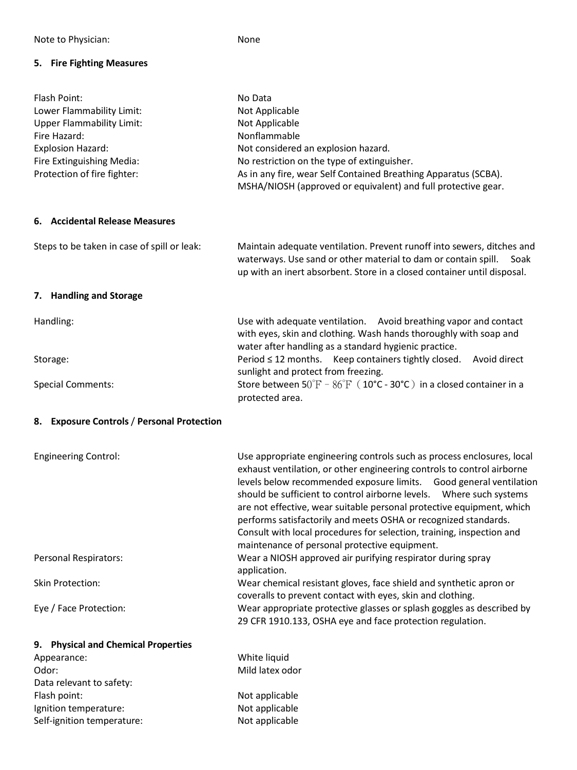Note to Physician: None

## 5. Fire Fighting Measures

| | |
|---|---|
| Flash Point: | No Data |
| Lower Flammability Limit: | Not Applicable |
| Upper Flammability Limit: | Not Applicable |
| Fire Hazard: | Nonflammable |
| Explosion Hazard: | Not considered an explosion hazard. |
| Fire Extinguishing Media: | No restriction on the type of extinguisher. |
| Protection of fire fighter: | As in any fire, wear Self Contained Breathing Apparatus (SCBA). MSHA/NIOSH (approved or equivalent) and full protective gear. |

## 6. Accidental Release Measures

| | |
|---|---|
| Steps to be taken in case of spill or leak: | Maintain adequate ventilation. Prevent runoff into sewers, ditches and waterways. Use sand or other material to dam or contain spill. Soak up with an inert absorbent. Store in a closed container until disposal. |

## 7. Handling and Storage

| | |
|---|---|
| Handling: | Use with adequate ventilation. Avoid breathing vapor and contact with eyes, skin and clothing. Wash hands thoroughly with soap and water after handling as a standard hygienic practice. |
| Storage: | Period ≤ 12 months. Keep containers tightly closed. Avoid direct sunlight and protect from freezing. |
| Special Comments: | Store between 50°F－86°F（10°C - 30°C）in a closed container in a protected area. |

## 8. Exposure Controls / Personal Protection

| | |
|---|---|
| Engineering Control: | Use appropriate engineering controls such as process enclosures, local exhaust ventilation, or other engineering controls to control airborne levels below recommended exposure limits. Good general ventilation should be sufficient to control airborne levels. Where such systems are not effective, wear suitable personal protective equipment, which performs satisfactorily and meets OSHA or recognized standards. Consult with local procedures for selection, training, inspection and maintenance of personal protective equipment. |
| Personal Respirators: | Wear a NIOSH approved air purifying respirator during spray application. |
| Skin Protection: | Wear chemical resistant gloves, face shield and synthetic apron or coveralls to prevent contact with eyes, skin and clothing. |
| Eye / Face Protection: | Wear appropriate protective glasses or splash goggles as described by 29 CFR 1910.133, OSHA eye and face protection regulation. |

## 9. Physical and Chemical Properties

| | |
|---|---|
| Appearance: | White liquid |
| Odor: | Mild latex odor |
| Data relevant to safety: | |
| Flash point: | Not applicable |
| Ignition temperature: | Not applicable |
| Self-ignition temperature: | Not applicable |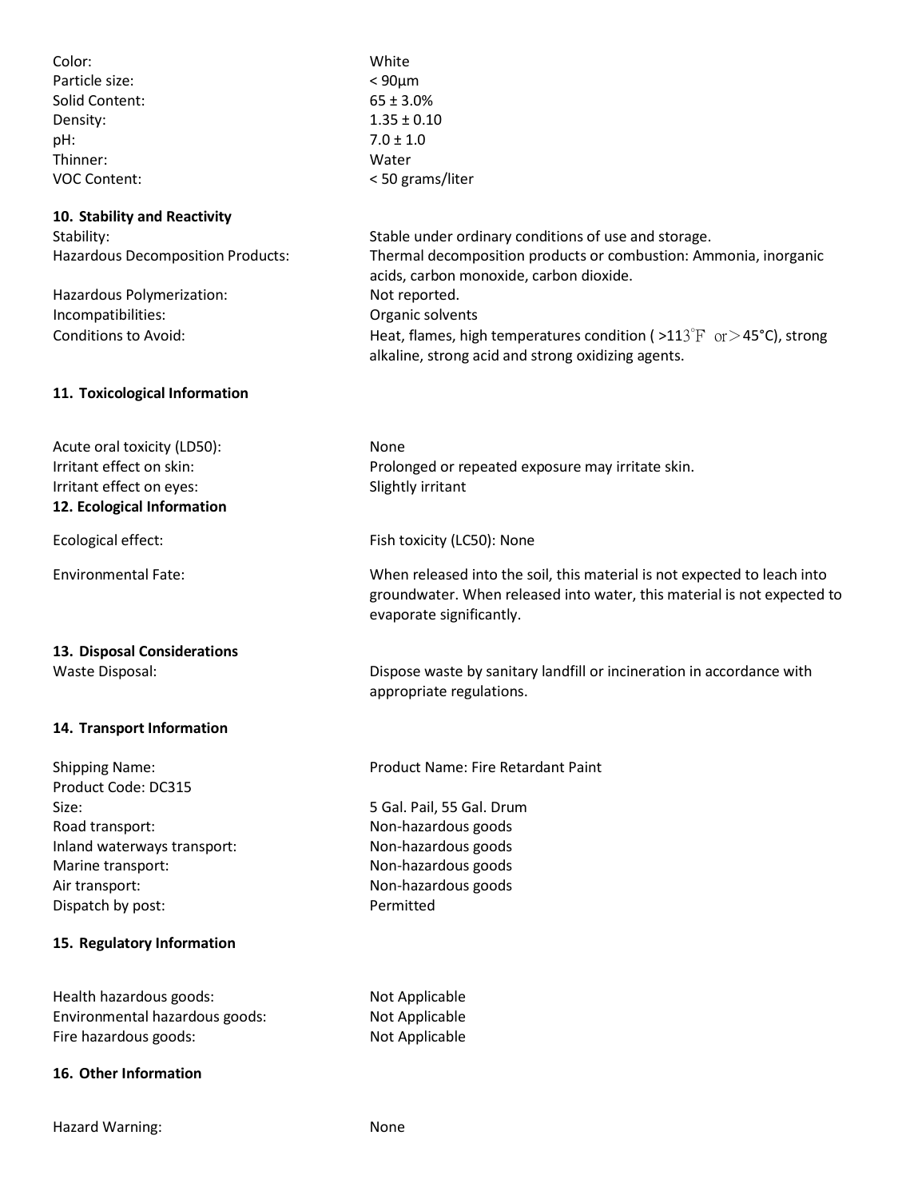Color: White
Particle size: < 90µm
Solid Content: 65 ± 3.0%
Density: 1.35 ± 0.10
pH: 7.0 ± 1.0
Thinner: Water
VOC Content: < 50 grams/liter

## 10. Stability and Reactivity

Stability: Stable under ordinary conditions of use and storage.
Hazardous Decomposition Products: Thermal decomposition products or combustion: Ammonia, inorganic acids, carbon monoxide, carbon dioxide.
Hazardous Polymerization: Not reported.
Incompatibilities: Organic solvents
Conditions to Avoid: Heat, flames, high temperatures condition ( >113°F or>45°C), strong alkaline, strong acid and strong oxidizing agents.

## 11. Toxicological Information

Acute oral toxicity (LD50): None
Irritant effect on skin: Prolonged or repeated exposure may irritate skin.
Irritant effect on eyes: Slightly irritant

## 12. Ecological Information

Ecological effect: Fish toxicity (LC50): None

Environmental Fate: When released into the soil, this material is not expected to leach into groundwater. When released into water, this material is not expected to evaporate significantly.

## 13. Disposal Considerations

Waste Disposal: Dispose waste by sanitary landfill or incineration in accordance with appropriate regulations.

## 14. Transport Information

Shipping Name: Product Name: Fire Retardant Paint
Product Code: DC315
Size: 5 Gal. Pail, 55 Gal. Drum
Road transport: Non-hazardous goods
Inland waterways transport: Non-hazardous goods
Marine transport: Non-hazardous goods
Air transport: Non-hazardous goods
Dispatch by post: Permitted

## 15. Regulatory Information

Health hazardous goods: Not Applicable
Environmental hazardous goods: Not Applicable
Fire hazardous goods: Not Applicable

## 16. Other Information

Hazard Warning: None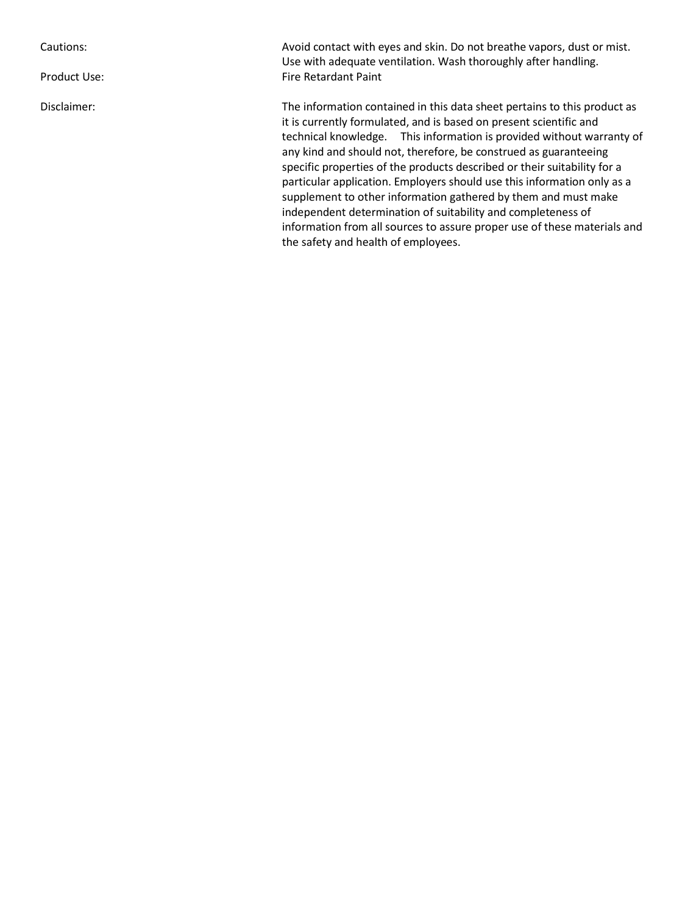| | |
|---|---|
| Cautions: | Avoid contact with eyes and skin. Do not breathe vapors, dust or mist. Use with adequate ventilation. Wash thoroughly after handling. |
| Product Use: | Fire Retardant Paint |
| Disclaimer: | The information contained in this data sheet pertains to this product as it is currently formulated, and is based on present scientific and technical knowledge. This information is provided without warranty of any kind and should not, therefore, be construed as guaranteeing specific properties of the products described or their suitability for a particular application. Employers should use this information only as a supplement to other information gathered by them and must make independent determination of suitability and completeness of information from all sources to assure proper use of these materials and the safety and health of employees. |